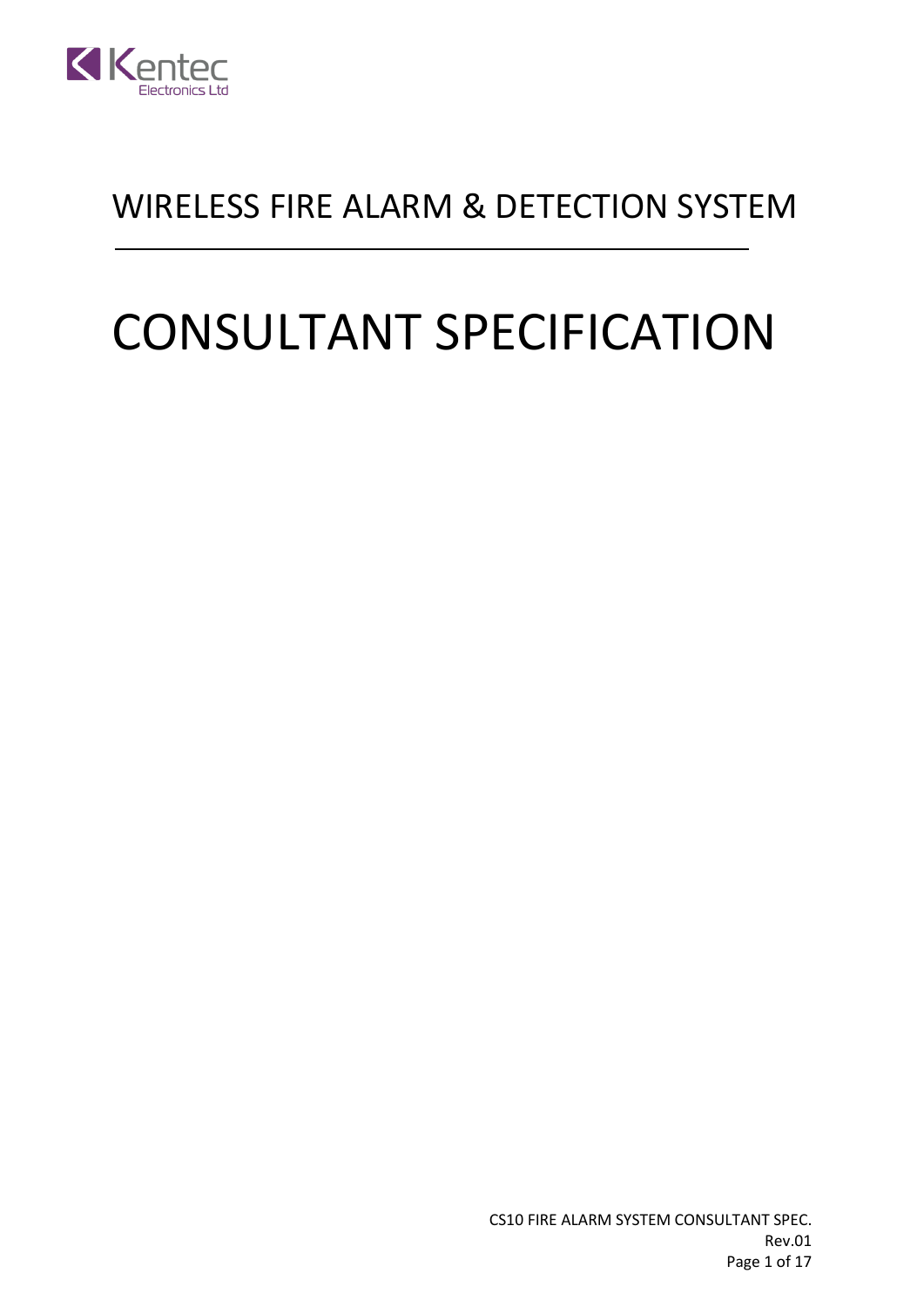Kentec Electronics Ltd

# WIRELESS FIRE ALARM & DETECTION SYSTEM

---

# CONSULTANT SPECIFICATION

CS10 FIRE ALARM SYSTEM CONSULTANT SPEC.
Rev.01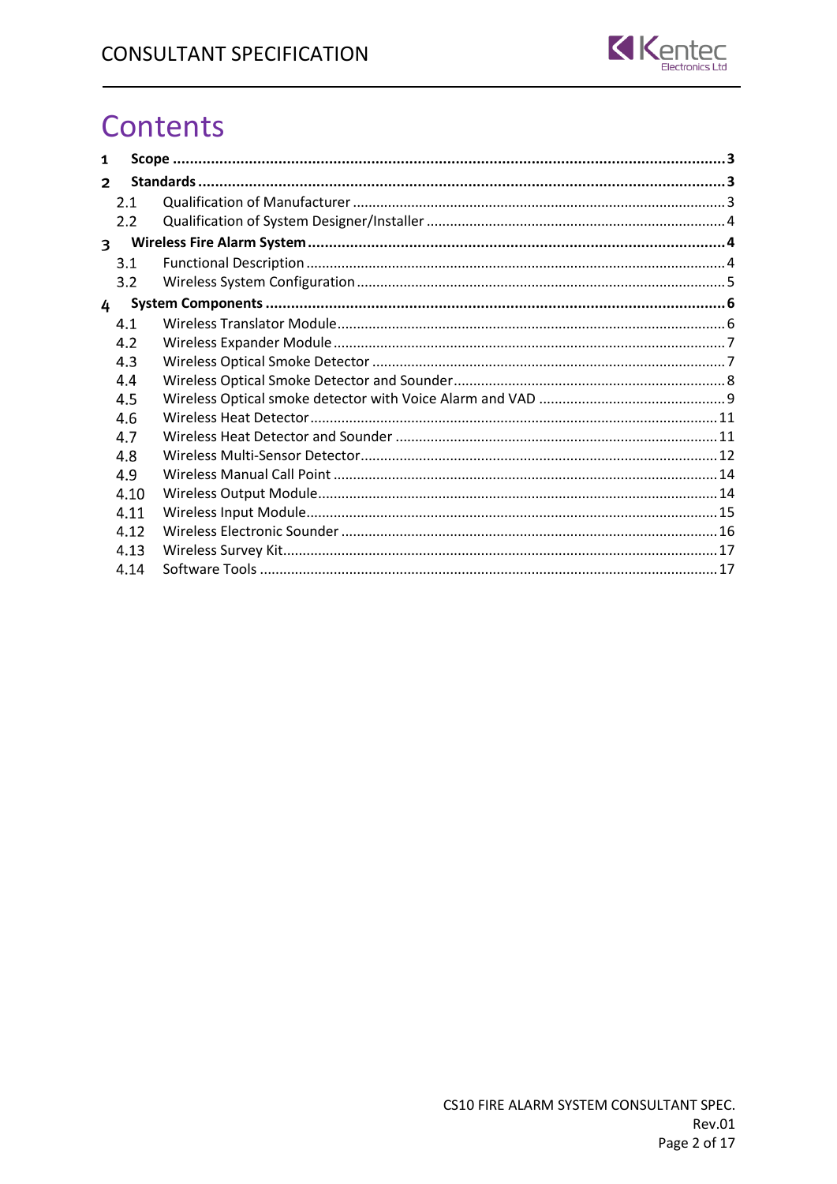# Contents

**1 Scope ........................................................................................................................ 3**

**2 Standards ................................................................................................................... 3**

2.1 Qualification of Manufacturer .............................................................................. 3

2.2 Qualification of System Designer/Installer ........................................................... 4

**3 Wireless Fire Alarm System ........................................................................................ 4**

3.1 Functional Description .......................................................................................... 4

3.2 Wireless System Configuration ............................................................................. 5

**4 System Components ................................................................................................... 6**

4.1 Wireless Translator Module .................................................................................. 6

4.2 Wireless Expander Module ................................................................................... 7

4.3 Wireless Optical Smoke Detector ......................................................................... 7

4.4 Wireless Optical Smoke Detector and Sounder ..................................................... 8

4.5 Wireless Optical smoke detector with Voice Alarm and VAD ............................... 9

4.6 Wireless Heat Detector ....................................................................................... 11

4.7 Wireless Heat Detector and Sounder .................................................................. 11

4.8 Wireless Multi-Sensor Detector .......................................................................... 12

4.9 Wireless Manual Call Point ................................................................................. 14

4.10 Wireless Output Module ..................................................................................... 14

4.11 Wireless Input Module ........................................................................................ 15

4.12 Wireless Electronic Sounder ............................................................................... 16

4.13 Wireless Survey Kit ............................................................................................. 17

4.14 Software Tools .................................................................................................... 17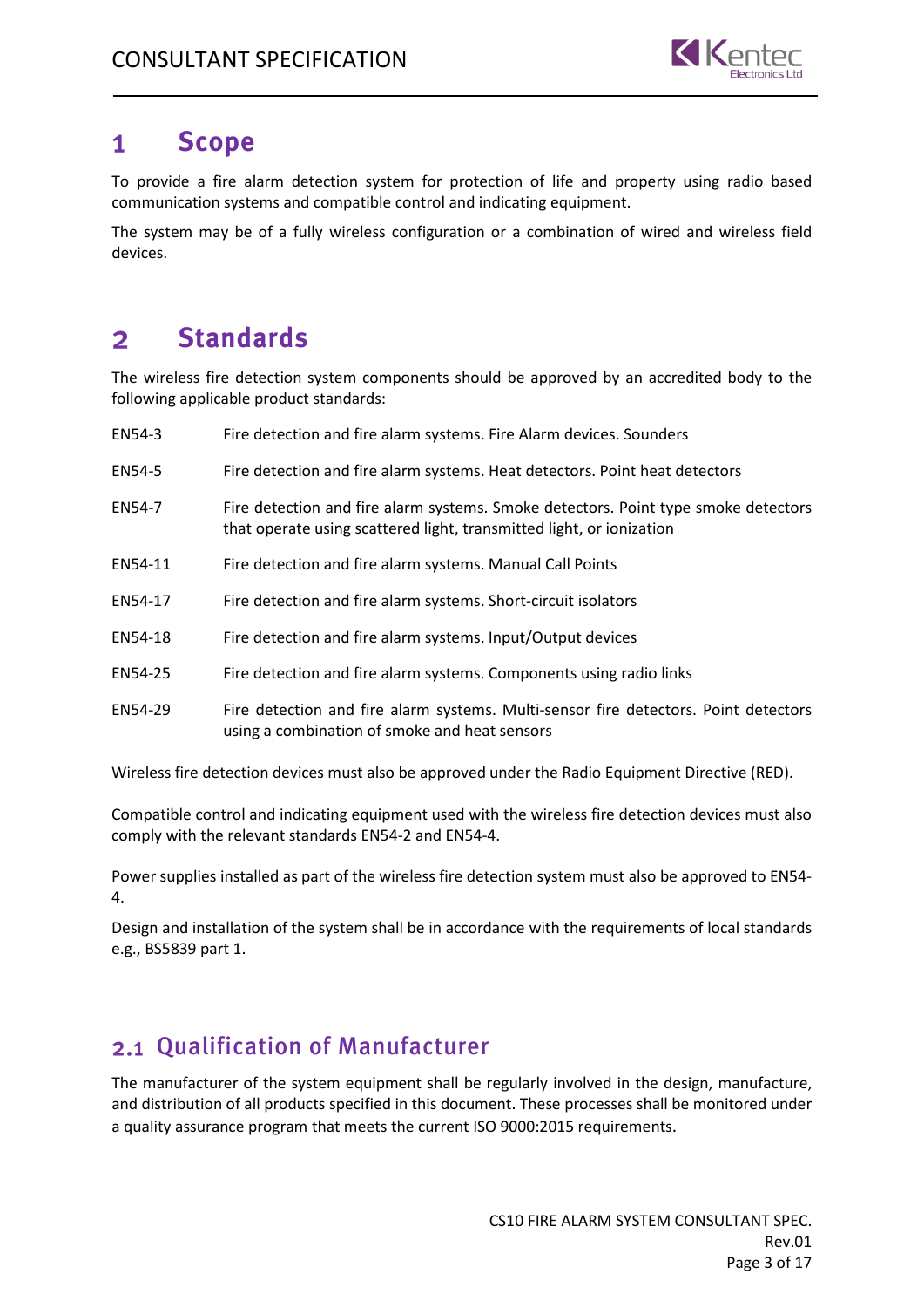# 1 Scope

To provide a fire alarm detection system for protection of life and property using radio based communication systems and compatible control and indicating equipment.

The system may be of a fully wireless configuration or a combination of wired and wireless field devices.

# 2 Standards

The wireless fire detection system components should be approved by an accredited body to the following applicable product standards:

| | |
|---|---|
| EN54-3 | Fire detection and fire alarm systems. Fire Alarm devices. Sounders |
| EN54-5 | Fire detection and fire alarm systems. Heat detectors. Point heat detectors |
| EN54-7 | Fire detection and fire alarm systems. Smoke detectors. Point type smoke detectors that operate using scattered light, transmitted light, or ionization |
| EN54-11 | Fire detection and fire alarm systems. Manual Call Points |
| EN54-17 | Fire detection and fire alarm systems. Short-circuit isolators |
| EN54-18 | Fire detection and fire alarm systems. Input/Output devices |
| EN54-25 | Fire detection and fire alarm systems. Components using radio links |
| EN54-29 | Fire detection and fire alarm systems. Multi-sensor fire detectors. Point detectors using a combination of smoke and heat sensors |

Wireless fire detection devices must also be approved under the Radio Equipment Directive (RED).

Compatible control and indicating equipment used with the wireless fire detection devices must also comply with the relevant standards EN54-2 and EN54-4.

Power supplies installed as part of the wireless fire detection system must also be approved to EN54-4.

Design and installation of the system shall be in accordance with the requirements of local standards e.g., BS5839 part 1.

## 2.1 Qualification of Manufacturer

The manufacturer of the system equipment shall be regularly involved in the design, manufacture, and distribution of all products specified in this document. These processes shall be monitored under a quality assurance program that meets the current ISO 9000:2015 requirements.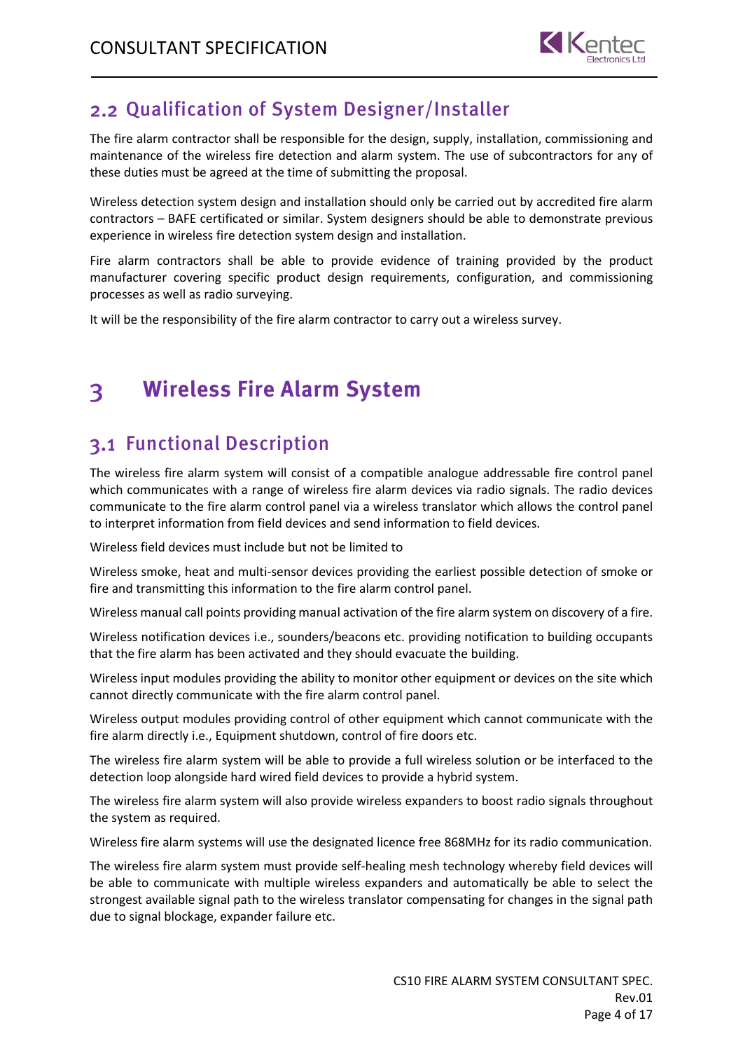## 2.2 Qualification of System Designer/Installer

The fire alarm contractor shall be responsible for the design, supply, installation, commissioning and maintenance of the wireless fire detection and alarm system. The use of subcontractors for any of these duties must be agreed at the time of submitting the proposal.

Wireless detection system design and installation should only be carried out by accredited fire alarm contractors – BAFE certificated or similar. System designers should be able to demonstrate previous experience in wireless fire detection system design and installation.

Fire alarm contractors shall be able to provide evidence of training provided by the product manufacturer covering specific product design requirements, configuration, and commissioning processes as well as radio surveying.

It will be the responsibility of the fire alarm contractor to carry out a wireless survey.

# 3 Wireless Fire Alarm System

## 3.1 Functional Description

The wireless fire alarm system will consist of a compatible analogue addressable fire control panel which communicates with a range of wireless fire alarm devices via radio signals. The radio devices communicate to the fire alarm control panel via a wireless translator which allows the control panel to interpret information from field devices and send information to field devices.

Wireless field devices must include but not be limited to

Wireless smoke, heat and multi-sensor devices providing the earliest possible detection of smoke or fire and transmitting this information to the fire alarm control panel.

Wireless manual call points providing manual activation of the fire alarm system on discovery of a fire.

Wireless notification devices i.e., sounders/beacons etc. providing notification to building occupants that the fire alarm has been activated and they should evacuate the building.

Wireless input modules providing the ability to monitor other equipment or devices on the site which cannot directly communicate with the fire alarm control panel.

Wireless output modules providing control of other equipment which cannot communicate with the fire alarm directly i.e., Equipment shutdown, control of fire doors etc.

The wireless fire alarm system will be able to provide a full wireless solution or be interfaced to the detection loop alongside hard wired field devices to provide a hybrid system.

The wireless fire alarm system will also provide wireless expanders to boost radio signals throughout the system as required.

Wireless fire alarm systems will use the designated licence free 868MHz for its radio communication.

The wireless fire alarm system must provide self-healing mesh technology whereby field devices will be able to communicate with multiple wireless expanders and automatically be able to select the strongest available signal path to the wireless translator compensating for changes in the signal path due to signal blockage, expander failure etc.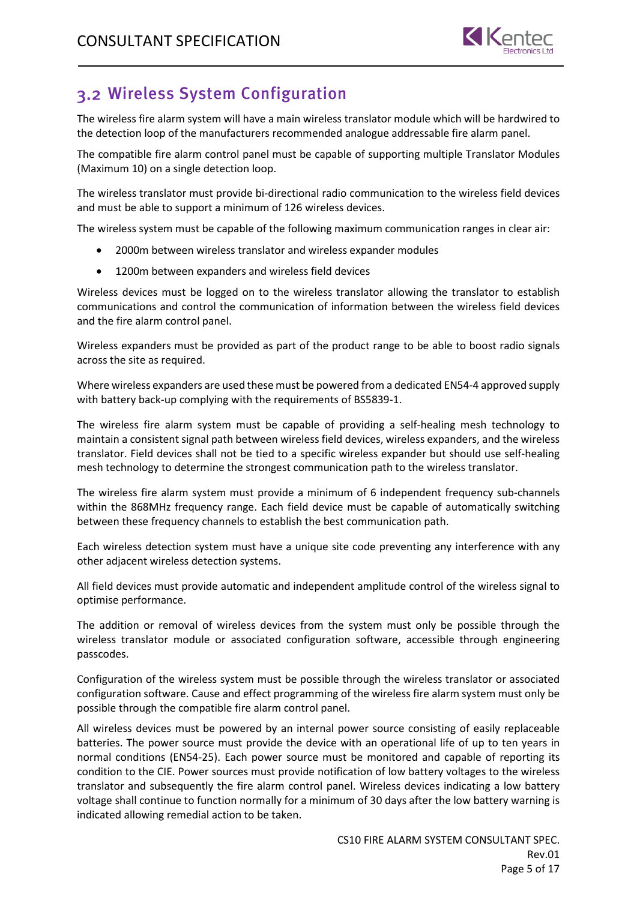## 3.2 Wireless System Configuration

The wireless fire alarm system will have a main wireless translator module which will be hardwired to the detection loop of the manufacturers recommended analogue addressable fire alarm panel.

The compatible fire alarm control panel must be capable of supporting multiple Translator Modules (Maximum 10) on a single detection loop.

The wireless translator must provide bi-directional radio communication to the wireless field devices and must be able to support a minimum of 126 wireless devices.

The wireless system must be capable of the following maximum communication ranges in clear air:

- 2000m between wireless translator and wireless expander modules
- 1200m between expanders and wireless field devices

Wireless devices must be logged on to the wireless translator allowing the translator to establish communications and control the communication of information between the wireless field devices and the fire alarm control panel.

Wireless expanders must be provided as part of the product range to be able to boost radio signals across the site as required.

Where wireless expanders are used these must be powered from a dedicated EN54-4 approved supply with battery back-up complying with the requirements of BS5839-1.

The wireless fire alarm system must be capable of providing a self-healing mesh technology to maintain a consistent signal path between wireless field devices, wireless expanders, and the wireless translator. Field devices shall not be tied to a specific wireless expander but should use self-healing mesh technology to determine the strongest communication path to the wireless translator.

The wireless fire alarm system must provide a minimum of 6 independent frequency sub-channels within the 868MHz frequency range. Each field device must be capable of automatically switching between these frequency channels to establish the best communication path.

Each wireless detection system must have a unique site code preventing any interference with any other adjacent wireless detection systems.

All field devices must provide automatic and independent amplitude control of the wireless signal to optimise performance.

The addition or removal of wireless devices from the system must only be possible through the wireless translator module or associated configuration software, accessible through engineering passcodes.

Configuration of the wireless system must be possible through the wireless translator or associated configuration software. Cause and effect programming of the wireless fire alarm system must only be possible through the compatible fire alarm control panel.

All wireless devices must be powered by an internal power source consisting of easily replaceable batteries. The power source must provide the device with an operational life of up to ten years in normal conditions (EN54-25). Each power source must be monitored and capable of reporting its condition to the CIE. Power sources must provide notification of low battery voltages to the wireless translator and subsequently the fire alarm control panel. Wireless devices indicating a low battery voltage shall continue to function normally for a minimum of 30 days after the low battery warning is indicated allowing remedial action to be taken.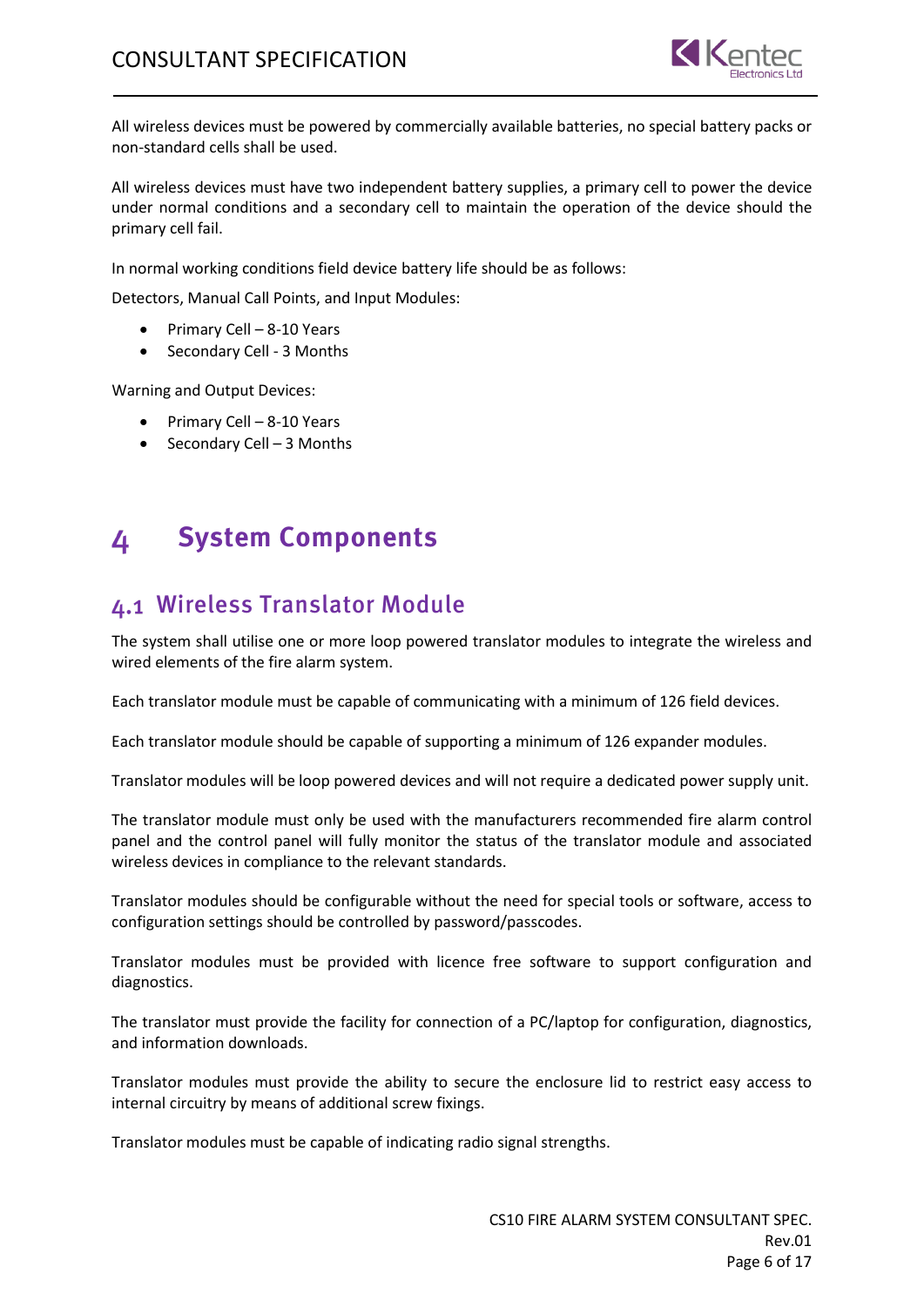All wireless devices must be powered by commercially available batteries, no special battery packs or non-standard cells shall be used.

All wireless devices must have two independent battery supplies, a primary cell to power the device under normal conditions and a secondary cell to maintain the operation of the device should the primary cell fail.

In normal working conditions field device battery life should be as follows:

Detectors, Manual Call Points, and Input Modules:

- Primary Cell – 8-10 Years
- Secondary Cell - 3 Months

Warning and Output Devices:

- Primary Cell – 8-10 Years
- Secondary Cell – 3 Months

# 4 System Components

## 4.1 Wireless Translator Module

The system shall utilise one or more loop powered translator modules to integrate the wireless and wired elements of the fire alarm system.

Each translator module must be capable of communicating with a minimum of 126 field devices.

Each translator module should be capable of supporting a minimum of 126 expander modules.

Translator modules will be loop powered devices and will not require a dedicated power supply unit.

The translator module must only be used with the manufacturers recommended fire alarm control panel and the control panel will fully monitor the status of the translator module and associated wireless devices in compliance to the relevant standards.

Translator modules should be configurable without the need for special tools or software, access to configuration settings should be controlled by password/passcodes.

Translator modules must be provided with licence free software to support configuration and diagnostics.

The translator must provide the facility for connection of a PC/laptop for configuration, diagnostics, and information downloads.

Translator modules must provide the ability to secure the enclosure lid to restrict easy access to internal circuitry by means of additional screw fixings.

Translator modules must be capable of indicating radio signal strengths.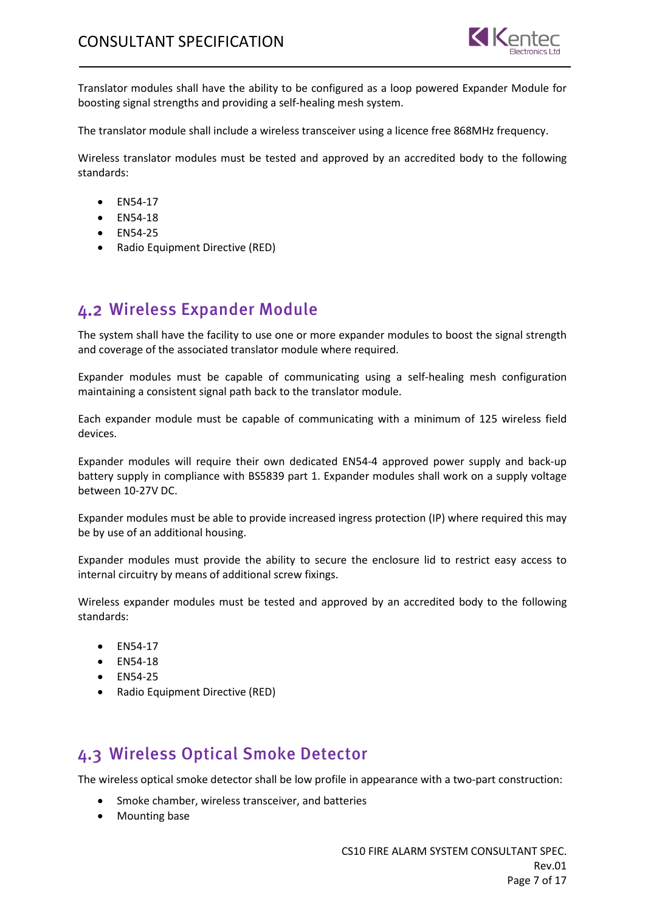Translator modules shall have the ability to be configured as a loop powered Expander Module for boosting signal strengths and providing a self-healing mesh system.

The translator module shall include a wireless transceiver using a licence free 868MHz frequency.

Wireless translator modules must be tested and approved by an accredited body to the following standards:

- EN54-17
- EN54-18
- EN54-25
- Radio Equipment Directive (RED)

## 4.2 Wireless Expander Module

The system shall have the facility to use one or more expander modules to boost the signal strength and coverage of the associated translator module where required.

Expander modules must be capable of communicating using a self-healing mesh configuration maintaining a consistent signal path back to the translator module.

Each expander module must be capable of communicating with a minimum of 125 wireless field devices.

Expander modules will require their own dedicated EN54-4 approved power supply and back-up battery supply in compliance with BS5839 part 1. Expander modules shall work on a supply voltage between 10-27V DC.

Expander modules must be able to provide increased ingress protection (IP) where required this may be by use of an additional housing.

Expander modules must provide the ability to secure the enclosure lid to restrict easy access to internal circuitry by means of additional screw fixings.

Wireless expander modules must be tested and approved by an accredited body to the following standards:

- EN54-17
- EN54-18
- EN54-25
- Radio Equipment Directive (RED)

## 4.3 Wireless Optical Smoke Detector

The wireless optical smoke detector shall be low profile in appearance with a two-part construction:

- Smoke chamber, wireless transceiver, and batteries
- Mounting base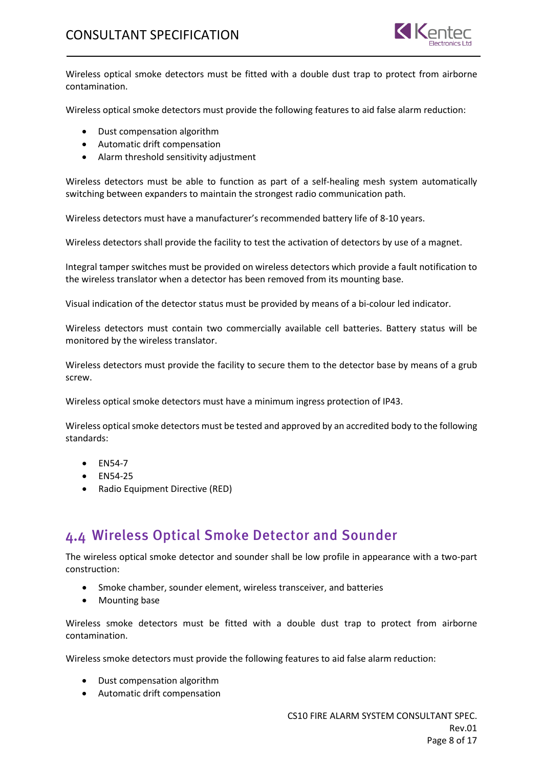Wireless optical smoke detectors must be fitted with a double dust trap to protect from airborne contamination.

Wireless optical smoke detectors must provide the following features to aid false alarm reduction:

- Dust compensation algorithm
- Automatic drift compensation
- Alarm threshold sensitivity adjustment

Wireless detectors must be able to function as part of a self-healing mesh system automatically switching between expanders to maintain the strongest radio communication path.

Wireless detectors must have a manufacturer's recommended battery life of 8-10 years.

Wireless detectors shall provide the facility to test the activation of detectors by use of a magnet.

Integral tamper switches must be provided on wireless detectors which provide a fault notification to the wireless translator when a detector has been removed from its mounting base.

Visual indication of the detector status must be provided by means of a bi-colour led indicator.

Wireless detectors must contain two commercially available cell batteries. Battery status will be monitored by the wireless translator.

Wireless detectors must provide the facility to secure them to the detector base by means of a grub screw.

Wireless optical smoke detectors must have a minimum ingress protection of IP43.

Wireless optical smoke detectors must be tested and approved by an accredited body to the following standards:

- EN54-7
- EN54-25
- Radio Equipment Directive (RED)

## 4.4 Wireless Optical Smoke Detector and Sounder

The wireless optical smoke detector and sounder shall be low profile in appearance with a two-part construction:

- Smoke chamber, sounder element, wireless transceiver, and batteries
- Mounting base

Wireless smoke detectors must be fitted with a double dust trap to protect from airborne contamination.

Wireless smoke detectors must provide the following features to aid false alarm reduction:

- Dust compensation algorithm
- Automatic drift compensation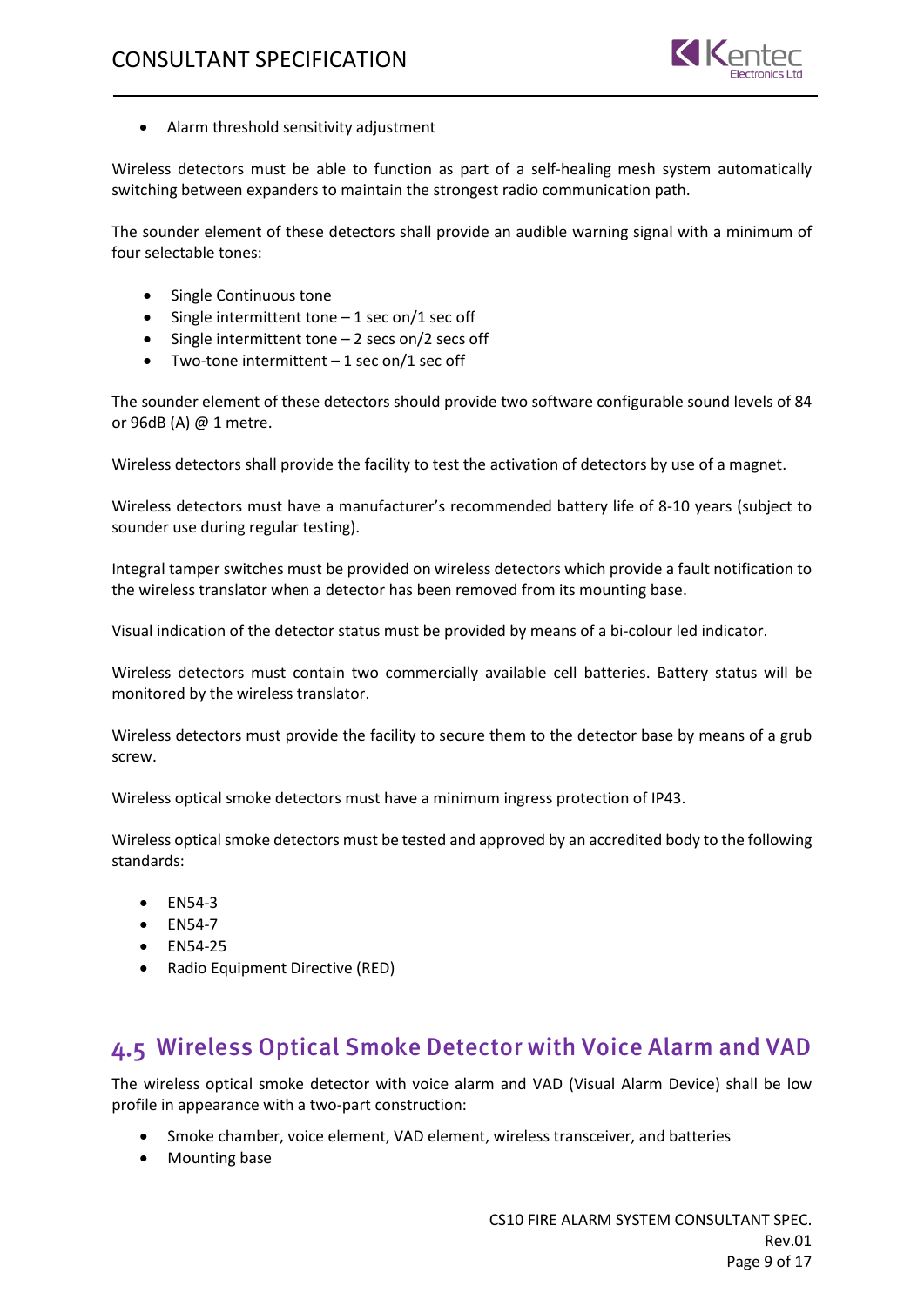- Alarm threshold sensitivity adjustment

Wireless detectors must be able to function as part of a self-healing mesh system automatically switching between expanders to maintain the strongest radio communication path.

The sounder element of these detectors shall provide an audible warning signal with a minimum of four selectable tones:

- Single Continuous tone
- Single intermittent tone – 1 sec on/1 sec off
- Single intermittent tone – 2 secs on/2 secs off
- Two-tone intermittent – 1 sec on/1 sec off

The sounder element of these detectors should provide two software configurable sound levels of 84 or 96dB (A) @ 1 metre.

Wireless detectors shall provide the facility to test the activation of detectors by use of a magnet.

Wireless detectors must have a manufacturer's recommended battery life of 8-10 years (subject to sounder use during regular testing).

Integral tamper switches must be provided on wireless detectors which provide a fault notification to the wireless translator when a detector has been removed from its mounting base.

Visual indication of the detector status must be provided by means of a bi-colour led indicator.

Wireless detectors must contain two commercially available cell batteries. Battery status will be monitored by the wireless translator.

Wireless detectors must provide the facility to secure them to the detector base by means of a grub screw.

Wireless optical smoke detectors must have a minimum ingress protection of IP43.

Wireless optical smoke detectors must be tested and approved by an accredited body to the following standards:

- EN54-3
- EN54-7
- EN54-25
- Radio Equipment Directive (RED)

## 4.5 Wireless Optical Smoke Detector with Voice Alarm and VAD

The wireless optical smoke detector with voice alarm and VAD (Visual Alarm Device) shall be low profile in appearance with a two-part construction:

- Smoke chamber, voice element, VAD element, wireless transceiver, and batteries
- Mounting base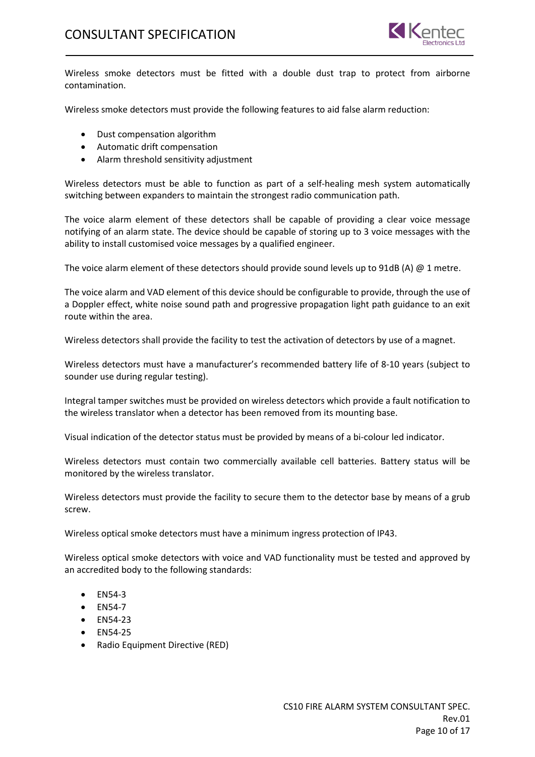Wireless smoke detectors must be fitted with a double dust trap to protect from airborne contamination.

Wireless smoke detectors must provide the following features to aid false alarm reduction:

- Dust compensation algorithm
- Automatic drift compensation
- Alarm threshold sensitivity adjustment

Wireless detectors must be able to function as part of a self-healing mesh system automatically switching between expanders to maintain the strongest radio communication path.

The voice alarm element of these detectors shall be capable of providing a clear voice message notifying of an alarm state. The device should be capable of storing up to 3 voice messages with the ability to install customised voice messages by a qualified engineer.

The voice alarm element of these detectors should provide sound levels up to 91dB (A) @ 1 metre.

The voice alarm and VAD element of this device should be configurable to provide, through the use of a Doppler effect, white noise sound path and progressive propagation light path guidance to an exit route within the area.

Wireless detectors shall provide the facility to test the activation of detectors by use of a magnet.

Wireless detectors must have a manufacturer's recommended battery life of 8-10 years (subject to sounder use during regular testing).

Integral tamper switches must be provided on wireless detectors which provide a fault notification to the wireless translator when a detector has been removed from its mounting base.

Visual indication of the detector status must be provided by means of a bi-colour led indicator.

Wireless detectors must contain two commercially available cell batteries. Battery status will be monitored by the wireless translator.

Wireless detectors must provide the facility to secure them to the detector base by means of a grub screw.

Wireless optical smoke detectors must have a minimum ingress protection of IP43.

Wireless optical smoke detectors with voice and VAD functionality must be tested and approved by an accredited body to the following standards:

- EN54-3
- EN54-7
- EN54-23
- EN54-25
- Radio Equipment Directive (RED)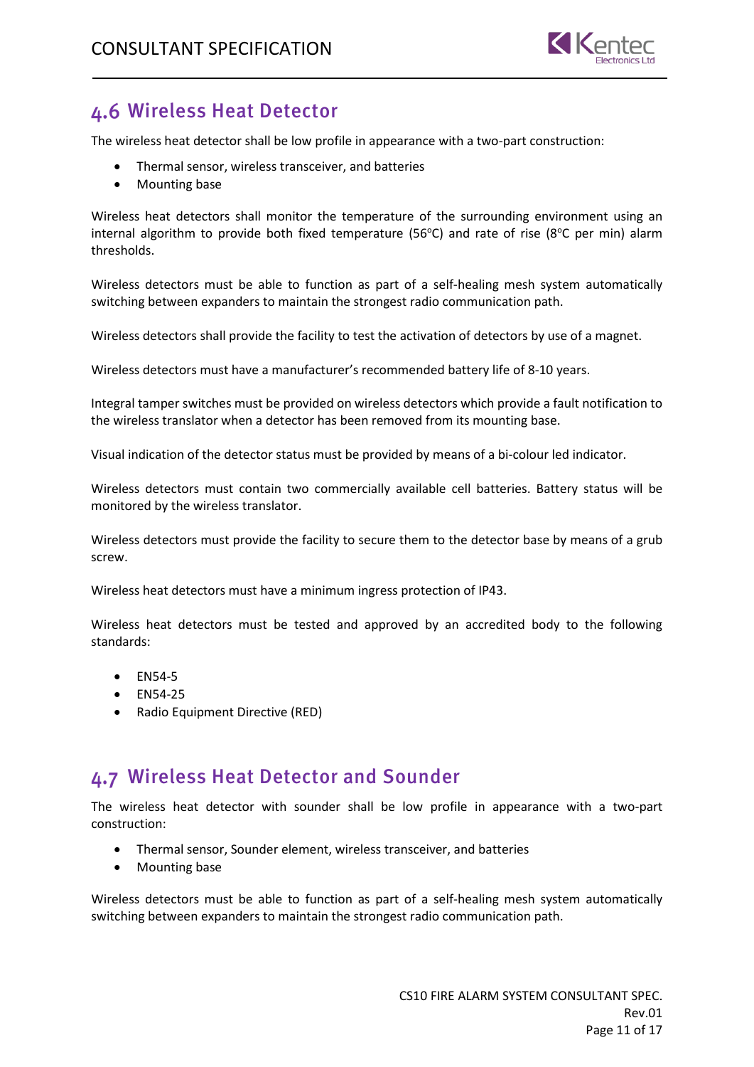## 4.6 Wireless Heat Detector

The wireless heat detector shall be low profile in appearance with a two-part construction:

- Thermal sensor, wireless transceiver, and batteries
- Mounting base

Wireless heat detectors shall monitor the temperature of the surrounding environment using an internal algorithm to provide both fixed temperature (56°C) and rate of rise (8°C per min) alarm thresholds.

Wireless detectors must be able to function as part of a self-healing mesh system automatically switching between expanders to maintain the strongest radio communication path.

Wireless detectors shall provide the facility to test the activation of detectors by use of a magnet.

Wireless detectors must have a manufacturer's recommended battery life of 8-10 years.

Integral tamper switches must be provided on wireless detectors which provide a fault notification to the wireless translator when a detector has been removed from its mounting base.

Visual indication of the detector status must be provided by means of a bi-colour led indicator.

Wireless detectors must contain two commercially available cell batteries. Battery status will be monitored by the wireless translator.

Wireless detectors must provide the facility to secure them to the detector base by means of a grub screw.

Wireless heat detectors must have a minimum ingress protection of IP43.

Wireless heat detectors must be tested and approved by an accredited body to the following standards:

- EN54-5
- EN54-25
- Radio Equipment Directive (RED)

## 4.7 Wireless Heat Detector and Sounder

The wireless heat detector with sounder shall be low profile in appearance with a two-part construction:

- Thermal sensor, Sounder element, wireless transceiver, and batteries
- Mounting base

Wireless detectors must be able to function as part of a self-healing mesh system automatically switching between expanders to maintain the strongest radio communication path.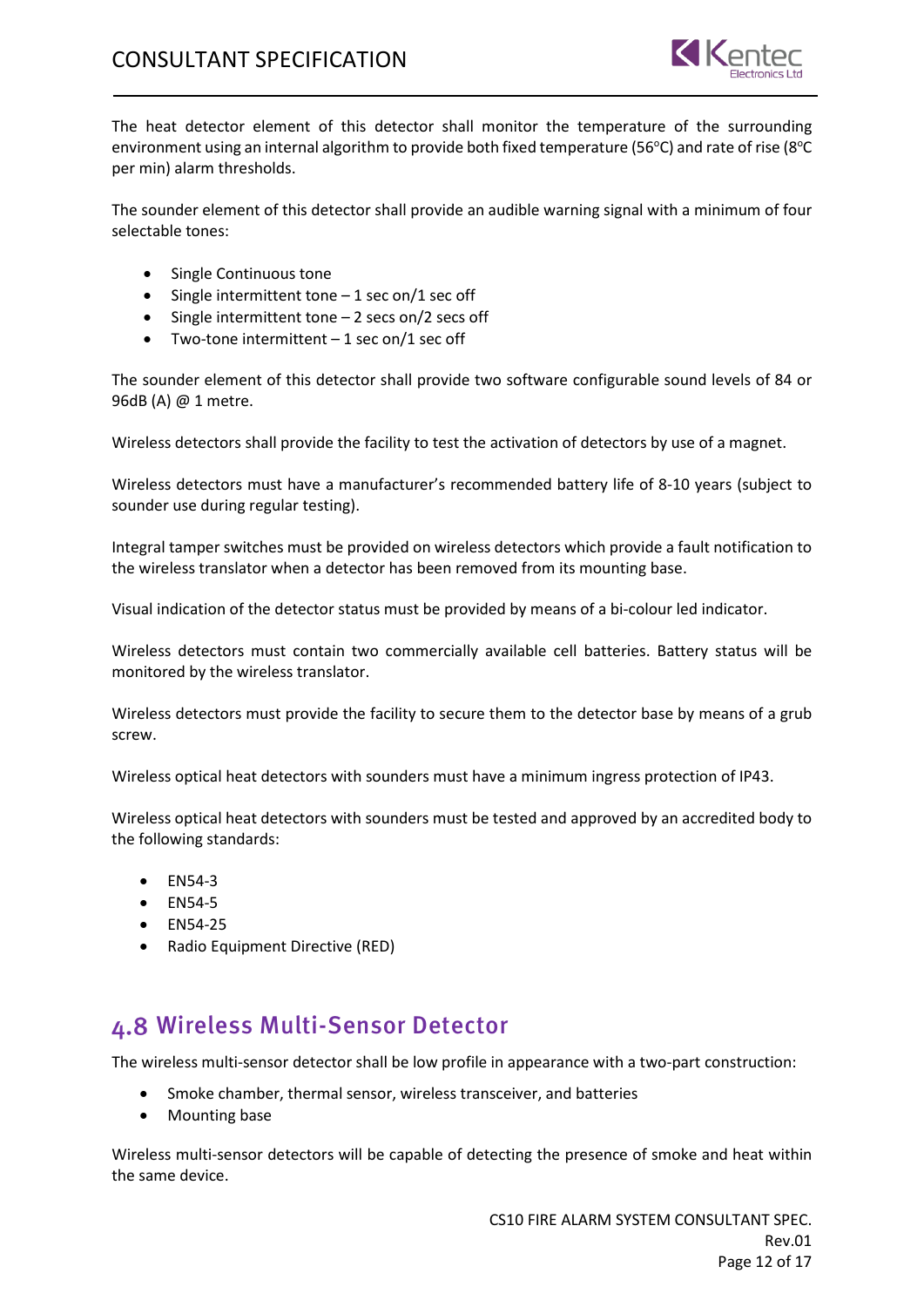The heat detector element of this detector shall monitor the temperature of the surrounding environment using an internal algorithm to provide both fixed temperature (56°C) and rate of rise (8°C per min) alarm thresholds.

The sounder element of this detector shall provide an audible warning signal with a minimum of four selectable tones:

- Single Continuous tone
- Single intermittent tone – 1 sec on/1 sec off
- Single intermittent tone – 2 secs on/2 secs off
- Two-tone intermittent – 1 sec on/1 sec off

The sounder element of this detector shall provide two software configurable sound levels of 84 or 96dB (A) @ 1 metre.

Wireless detectors shall provide the facility to test the activation of detectors by use of a magnet.

Wireless detectors must have a manufacturer's recommended battery life of 8-10 years (subject to sounder use during regular testing).

Integral tamper switches must be provided on wireless detectors which provide a fault notification to the wireless translator when a detector has been removed from its mounting base.

Visual indication of the detector status must be provided by means of a bi-colour led indicator.

Wireless detectors must contain two commercially available cell batteries. Battery status will be monitored by the wireless translator.

Wireless detectors must provide the facility to secure them to the detector base by means of a grub screw.

Wireless optical heat detectors with sounders must have a minimum ingress protection of IP43.

Wireless optical heat detectors with sounders must be tested and approved by an accredited body to the following standards:

- EN54-3
- EN54-5
- EN54-25
- Radio Equipment Directive (RED)

## 4.8 Wireless Multi-Sensor Detector

The wireless multi-sensor detector shall be low profile in appearance with a two-part construction:

- Smoke chamber, thermal sensor, wireless transceiver, and batteries
- Mounting base

Wireless multi-sensor detectors will be capable of detecting the presence of smoke and heat within the same device.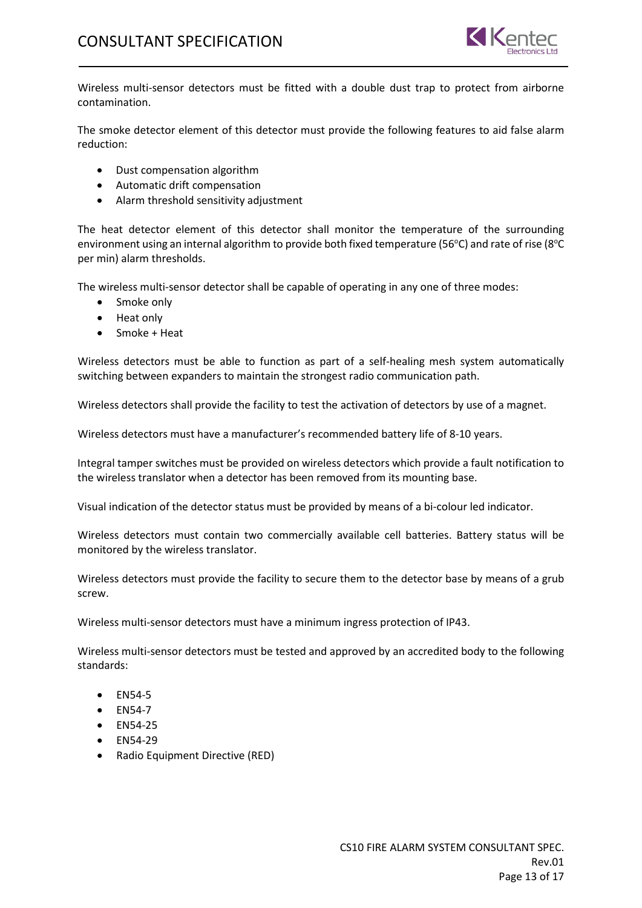Wireless multi-sensor detectors must be fitted with a double dust trap to protect from airborne contamination.

The smoke detector element of this detector must provide the following features to aid false alarm reduction:

- Dust compensation algorithm
- Automatic drift compensation
- Alarm threshold sensitivity adjustment

The heat detector element of this detector shall monitor the temperature of the surrounding environment using an internal algorithm to provide both fixed temperature (56°C) and rate of rise (8°C per min) alarm thresholds.

The wireless multi-sensor detector shall be capable of operating in any one of three modes:

- Smoke only
- Heat only
- Smoke + Heat

Wireless detectors must be able to function as part of a self-healing mesh system automatically switching between expanders to maintain the strongest radio communication path.

Wireless detectors shall provide the facility to test the activation of detectors by use of a magnet.

Wireless detectors must have a manufacturer's recommended battery life of 8-10 years.

Integral tamper switches must be provided on wireless detectors which provide a fault notification to the wireless translator when a detector has been removed from its mounting base.

Visual indication of the detector status must be provided by means of a bi-colour led indicator.

Wireless detectors must contain two commercially available cell batteries. Battery status will be monitored by the wireless translator.

Wireless detectors must provide the facility to secure them to the detector base by means of a grub screw.

Wireless multi-sensor detectors must have a minimum ingress protection of IP43.

Wireless multi-sensor detectors must be tested and approved by an accredited body to the following standards:

- EN54-5
- EN54-7
- EN54-25
- EN54-29
- Radio Equipment Directive (RED)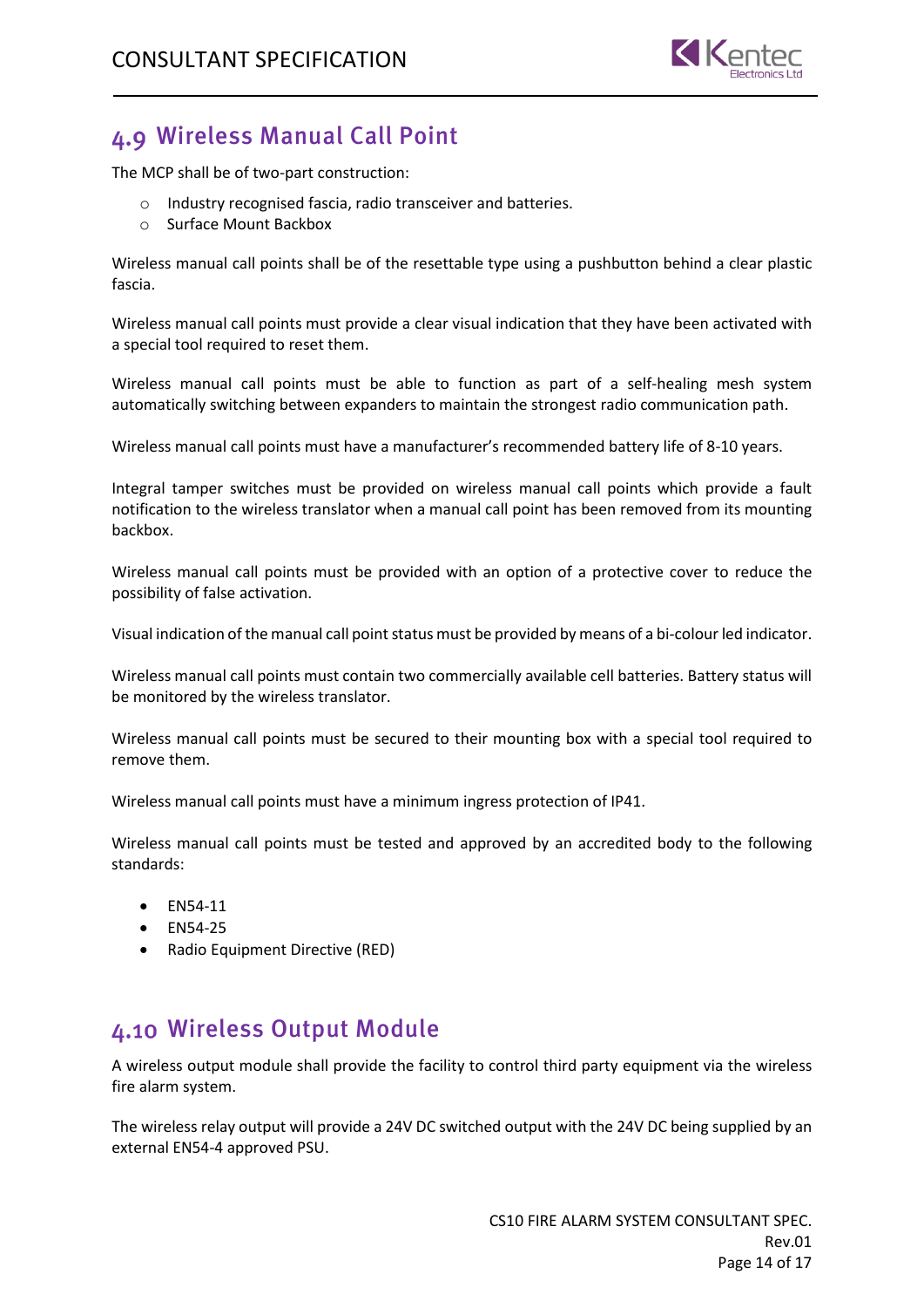## 4.9 Wireless Manual Call Point

The MCP shall be of two-part construction:

- Industry recognised fascia, radio transceiver and batteries.
- Surface Mount Backbox

Wireless manual call points shall be of the resettable type using a pushbutton behind a clear plastic fascia.

Wireless manual call points must provide a clear visual indication that they have been activated with a special tool required to reset them.

Wireless manual call points must be able to function as part of a self-healing mesh system automatically switching between expanders to maintain the strongest radio communication path.

Wireless manual call points must have a manufacturer's recommended battery life of 8-10 years.

Integral tamper switches must be provided on wireless manual call points which provide a fault notification to the wireless translator when a manual call point has been removed from its mounting backbox.

Wireless manual call points must be provided with an option of a protective cover to reduce the possibility of false activation.

Visual indication of the manual call point status must be provided by means of a bi-colour led indicator.

Wireless manual call points must contain two commercially available cell batteries. Battery status will be monitored by the wireless translator.

Wireless manual call points must be secured to their mounting box with a special tool required to remove them.

Wireless manual call points must have a minimum ingress protection of IP41.

Wireless manual call points must be tested and approved by an accredited body to the following standards:

- EN54-11
- EN54-25
- Radio Equipment Directive (RED)

## 4.10 Wireless Output Module

A wireless output module shall provide the facility to control third party equipment via the wireless fire alarm system.

The wireless relay output will provide a 24V DC switched output with the 24V DC being supplied by an external EN54-4 approved PSU.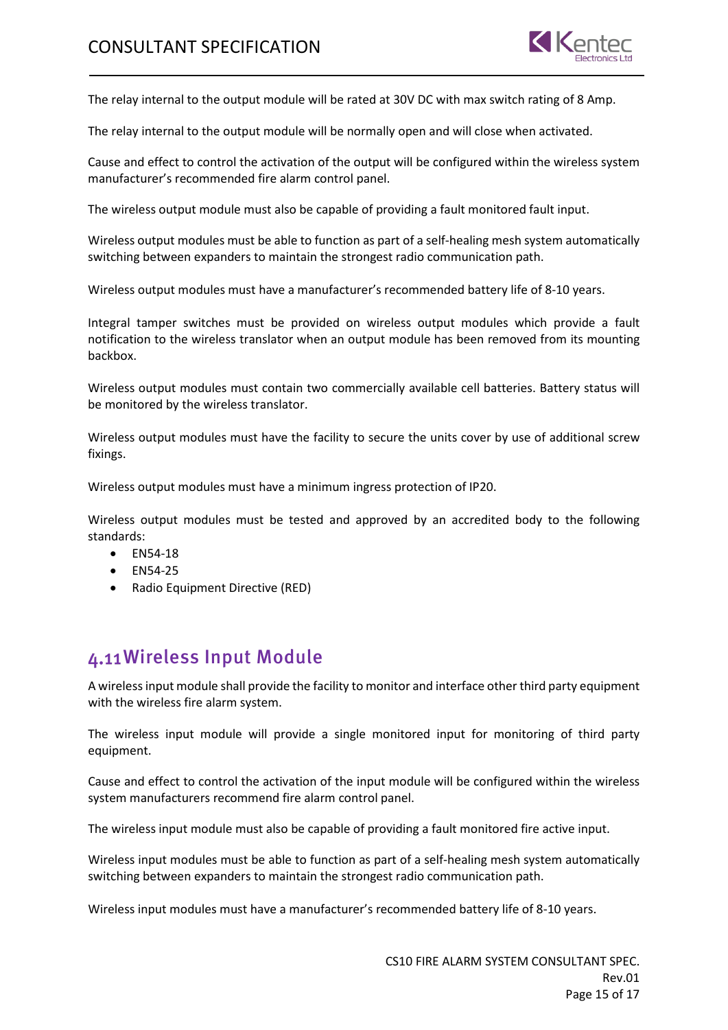The relay internal to the output module will be rated at 30V DC with max switch rating of 8 Amp.

The relay internal to the output module will be normally open and will close when activated.

Cause and effect to control the activation of the output will be configured within the wireless system manufacturer's recommended fire alarm control panel.

The wireless output module must also be capable of providing a fault monitored fault input.

Wireless output modules must be able to function as part of a self-healing mesh system automatically switching between expanders to maintain the strongest radio communication path.

Wireless output modules must have a manufacturer's recommended battery life of 8-10 years.

Integral tamper switches must be provided on wireless output modules which provide a fault notification to the wireless translator when an output module has been removed from its mounting backbox.

Wireless output modules must contain two commercially available cell batteries. Battery status will be monitored by the wireless translator.

Wireless output modules must have the facility to secure the units cover by use of additional screw fixings.

Wireless output modules must have a minimum ingress protection of IP20.

Wireless output modules must be tested and approved by an accredited body to the following standards:

- EN54-18
- EN54-25
- Radio Equipment Directive (RED)

## 4.11 Wireless Input Module

A wireless input module shall provide the facility to monitor and interface other third party equipment with the wireless fire alarm system.

The wireless input module will provide a single monitored input for monitoring of third party equipment.

Cause and effect to control the activation of the input module will be configured within the wireless system manufacturers recommend fire alarm control panel.

The wireless input module must also be capable of providing a fault monitored fire active input.

Wireless input modules must be able to function as part of a self-healing mesh system automatically switching between expanders to maintain the strongest radio communication path.

Wireless input modules must have a manufacturer's recommended battery life of 8-10 years.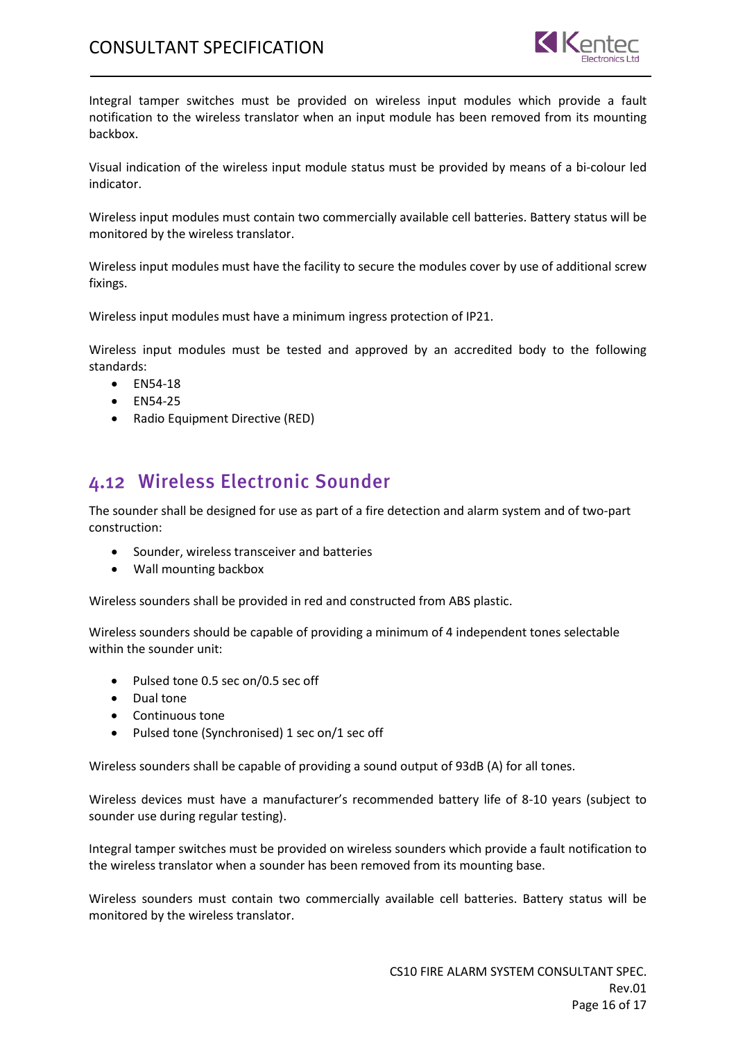Integral tamper switches must be provided on wireless input modules which provide a fault notification to the wireless translator when an input module has been removed from its mounting backbox.

Visual indication of the wireless input module status must be provided by means of a bi-colour led indicator.

Wireless input modules must contain two commercially available cell batteries. Battery status will be monitored by the wireless translator.

Wireless input modules must have the facility to secure the modules cover by use of additional screw fixings.

Wireless input modules must have a minimum ingress protection of IP21.

Wireless input modules must be tested and approved by an accredited body to the following standards:

- EN54-18
- EN54-25
- Radio Equipment Directive (RED)

## 4.12 Wireless Electronic Sounder

The sounder shall be designed for use as part of a fire detection and alarm system and of two-part construction:

- Sounder, wireless transceiver and batteries
- Wall mounting backbox

Wireless sounders shall be provided in red and constructed from ABS plastic.

Wireless sounders should be capable of providing a minimum of 4 independent tones selectable within the sounder unit:

- Pulsed tone 0.5 sec on/0.5 sec off
- Dual tone
- Continuous tone
- Pulsed tone (Synchronised) 1 sec on/1 sec off

Wireless sounders shall be capable of providing a sound output of 93dB (A) for all tones.

Wireless devices must have a manufacturer's recommended battery life of 8-10 years (subject to sounder use during regular testing).

Integral tamper switches must be provided on wireless sounders which provide a fault notification to the wireless translator when a sounder has been removed from its mounting base.

Wireless sounders must contain two commercially available cell batteries. Battery status will be monitored by the wireless translator.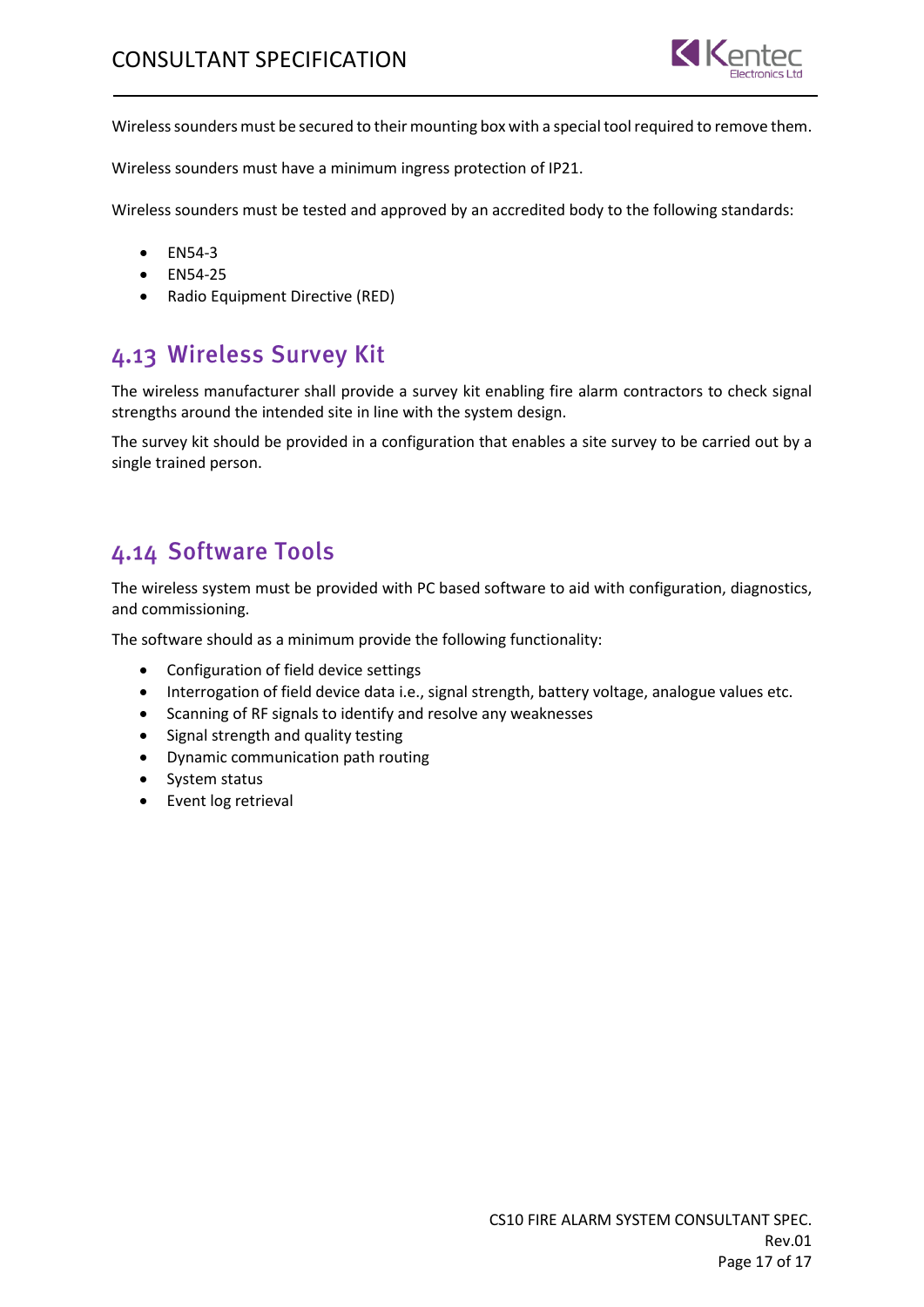Wireless sounders must be secured to their mounting box with a special tool required to remove them.

Wireless sounders must have a minimum ingress protection of IP21.

Wireless sounders must be tested and approved by an accredited body to the following standards:

- EN54-3
- EN54-25
- Radio Equipment Directive (RED)

## 4.13 Wireless Survey Kit

The wireless manufacturer shall provide a survey kit enabling fire alarm contractors to check signal strengths around the intended site in line with the system design.

The survey kit should be provided in a configuration that enables a site survey to be carried out by a single trained person.

## 4.14 Software Tools

The wireless system must be provided with PC based software to aid with configuration, diagnostics, and commissioning.

The software should as a minimum provide the following functionality:

- Configuration of field device settings
- Interrogation of field device data i.e., signal strength, battery voltage, analogue values etc.
- Scanning of RF signals to identify and resolve any weaknesses
- Signal strength and quality testing
- Dynamic communication path routing
- System status
- Event log retrieval